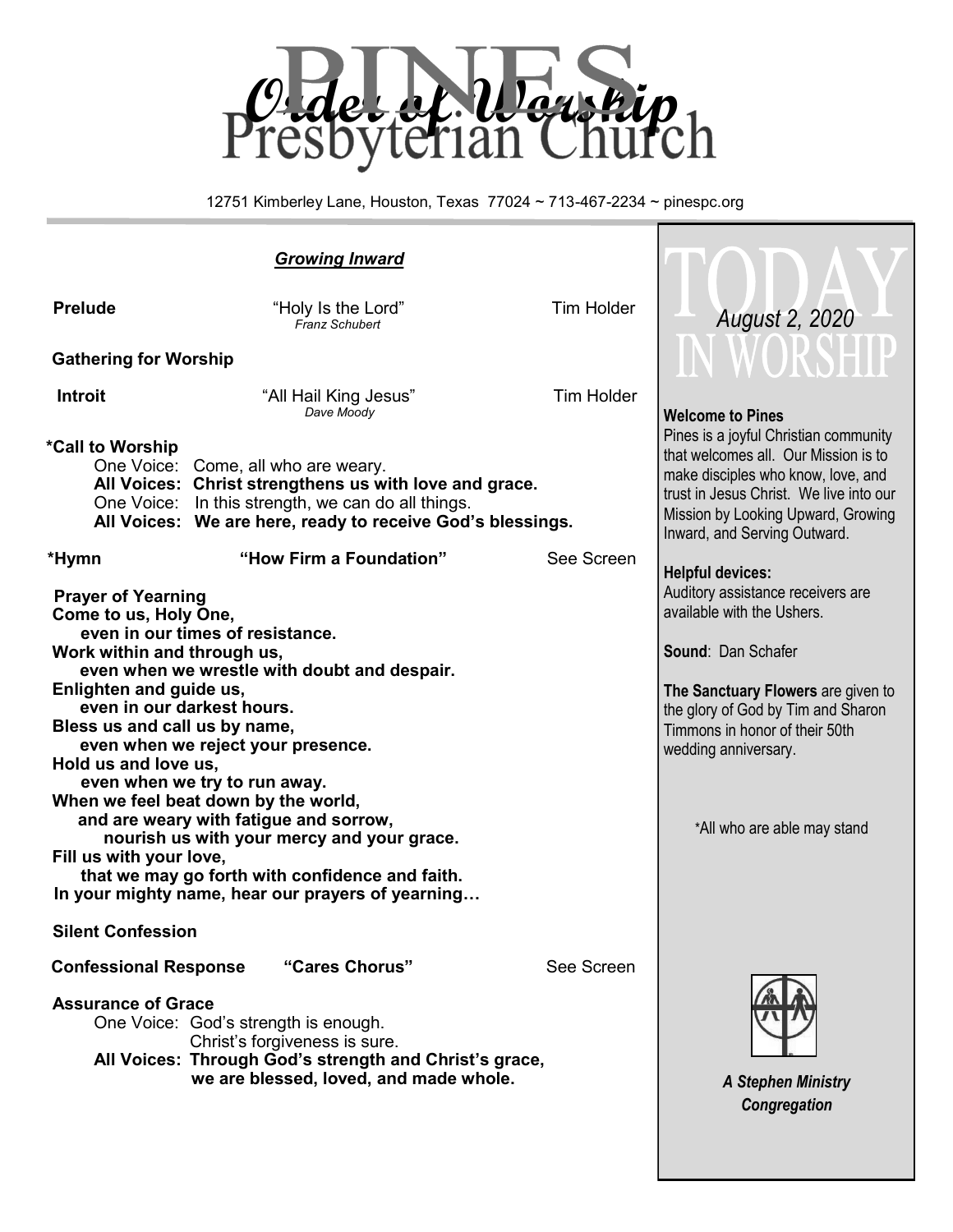# PINES Presbyterian Church

# *Order of Worship*

12751 Kimberley Lane, Houston, Texas 77024 ~ 713-467-2234 ~ pinespc.org

### ***Growing Inward***

**Prelude** "Holy Is the Lord" Tim Holder
*Franz Schubert*

**Gathering for Worship**

**Introit** "All Hail King Jesus" Tim Holder
*Dave Moody*

**\*Call to Worship**

One Voice: Come, all who are weary.
**All Voices: Christ strengthens us with love and grace.**
One Voice: In this strength, we can do all things.
**All Voices: We are here, ready to receive God's blessings.**

**\*Hymn** **"How Firm a Foundation"** See Screen

**Prayer of Yearning**

**Come to us, Holy One,**
**even in our times of resistance.**
**Work within and through us,**
**even when we wrestle with doubt and despair.**
**Enlighten and guide us,**
**even in our darkest hours.**
**Bless us and call us by name,**
**even when we reject your presence.**
**Hold us and love us,**
**even when we try to run away.**
**When we feel beat down by the world,**
**and are weary with fatigue and sorrow,**
**nourish us with your mercy and your grace.**
**Fill us with your love,**
**that we may go forth with confidence and faith.**
**In your mighty name, hear our prayers of yearning…**

**Silent Confession**

**Confessional Response** **"Cares Chorus"** See Screen

**Assurance of Grace**

One Voice: God's strength is enough.
Christ's forgiveness is sure.
**All Voices: Through God's strength and Christ's grace,**
**we are blessed, loved, and made whole.**

## TODAY IN WORSHIP

*August 2, 2020*

**Welcome to Pines**
Pines is a joyful Christian community that welcomes all. Our Mission is to make disciples who know, love, and trust in Jesus Christ. We live into our Mission by Looking Upward, Growing Inward, and Serving Outward.

**Helpful devices:**
Auditory assistance receivers are available with the Ushers.

**Sound**: Dan Schafer

**The Sanctuary Flowers** are given to the glory of God by Tim and Sharon Timmons in honor of their 50th wedding anniversary.

\*All who are able may stand

***A Stephen Ministry Congregation***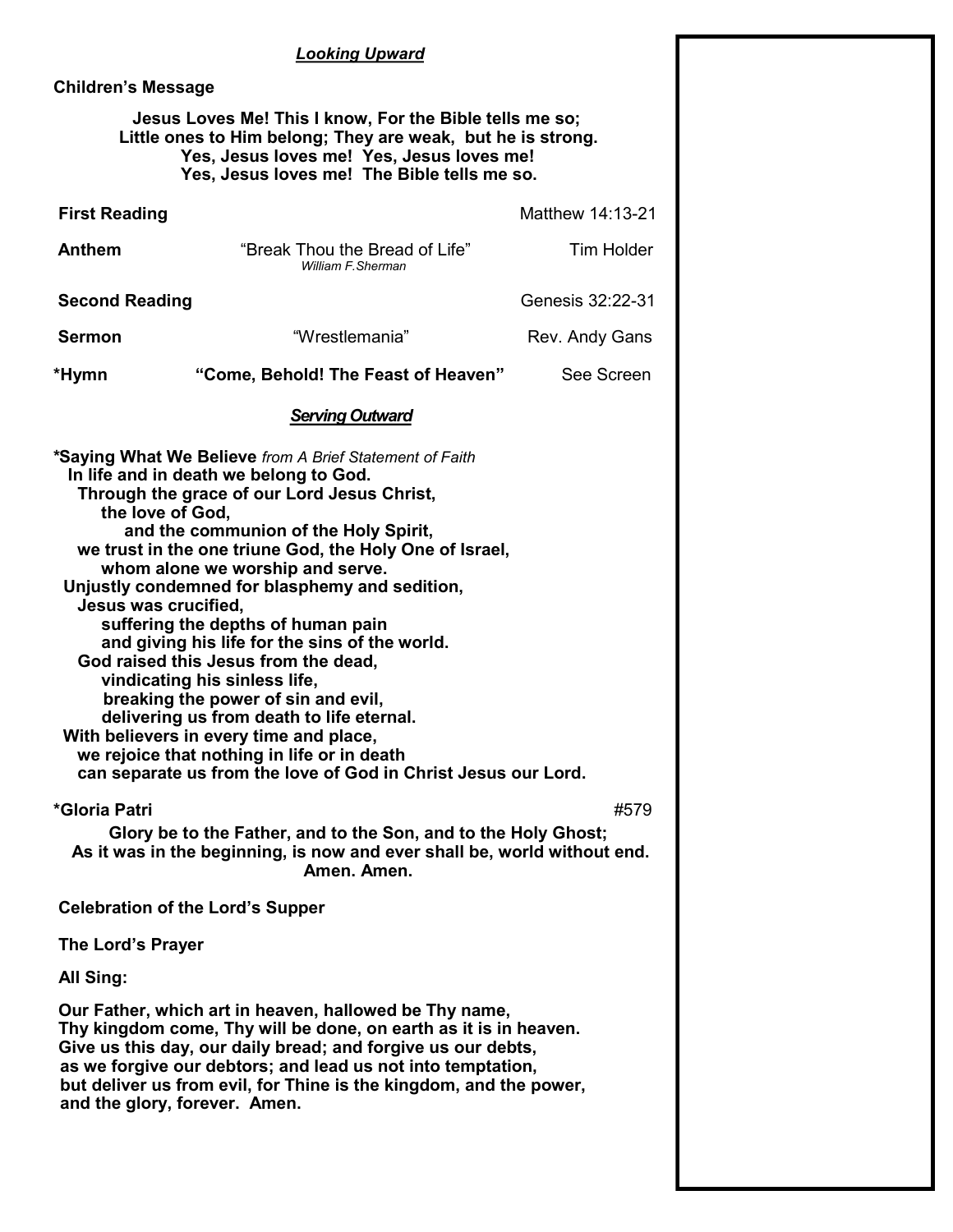## ***Looking Upward***

**Children's Message**

**Jesus Loves Me! This I know, For the Bible tells me so;**
**Little ones to Him belong; They are weak, but he is strong.**
**Yes, Jesus loves me! Yes, Jesus loves me!**
**Yes, Jesus loves me! The Bible tells me so.**

**First Reading** Matthew 14:13-21

**Anthem** "Break Thou the Bread of Life" Tim Holder
*William F.Sherman*

**Second Reading** Genesis 32:22-31

**Sermon** "Wrestlemania" Rev. Andy Gans

***Hymn** **"Come, Behold! The Feast of Heaven"** See Screen

## ***Serving Outward***

***Saying What We Believe** *from A Brief Statement of Faith*

**In life and in death we belong to God.**
**Through the grace of our Lord Jesus Christ,**
**the love of God,**
**and the communion of the Holy Spirit,**
**we trust in the one triune God, the Holy One of Israel,**
**whom alone we worship and serve.**
**Unjustly condemned for blasphemy and sedition,**
**Jesus was crucified,**
**suffering the depths of human pain**
**and giving his life for the sins of the world.**
**God raised this Jesus from the dead,**
**vindicating his sinless life,**
**breaking the power of sin and evil,**
**delivering us from death to life eternal.**
**With believers in every time and place,**
**we rejoice that nothing in life or in death**
**can separate us from the love of God in Christ Jesus our Lord.**

***Gloria Patri** #579

**Glory be to the Father, and to the Son, and to the Holy Ghost;**
**As it was in the beginning, is now and ever shall be, world without end.**
**Amen. Amen.**

**Celebration of the Lord's Supper**

**The Lord's Prayer**

**All Sing:**

**Our Father, which art in heaven, hallowed be Thy name,**
**Thy kingdom come, Thy will be done, on earth as it is in heaven.**
**Give us this day, our daily bread; and forgive us our debts,**
**as we forgive our debtors; and lead us not into temptation,**
**but deliver us from evil, for Thine is the kingdom, and the power,**
**and the glory, forever. Amen.**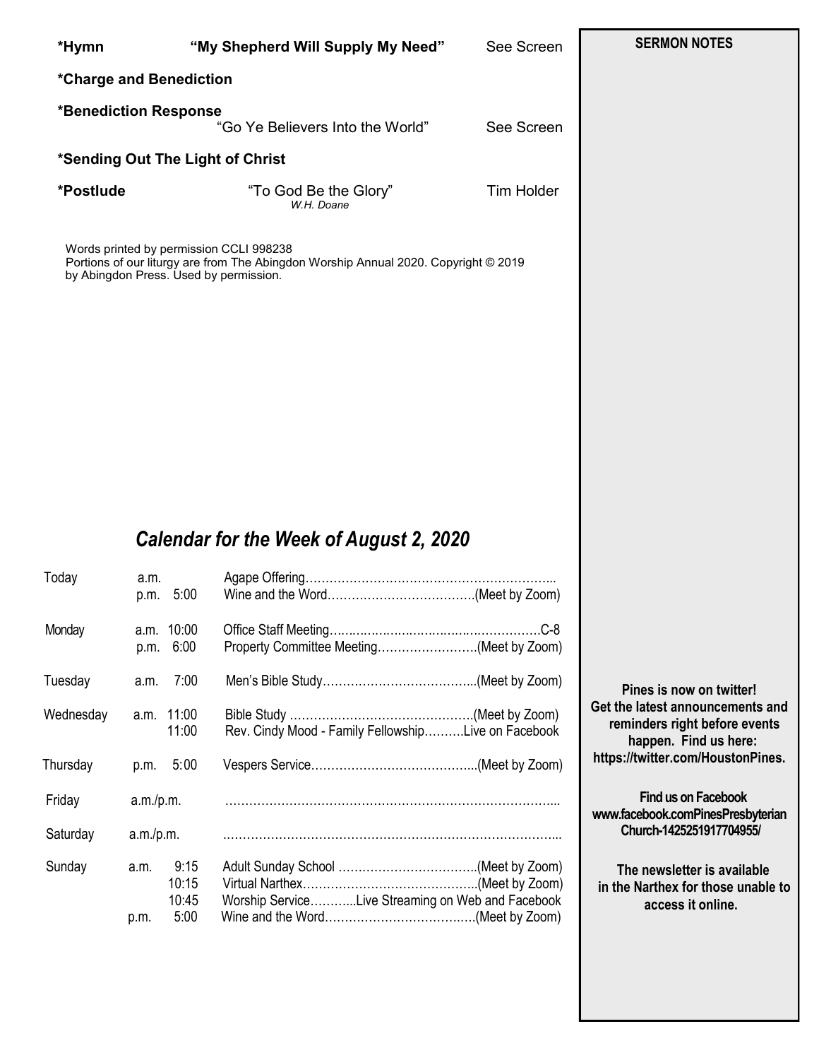**\*Hymn** **"My Shepherd Will Supply My Need"** See Screen

**\*Charge and Benediction**

**\*Benediction Response**
"Go Ye Believers Into the World" See Screen

**\*Sending Out The Light of Christ**

**\*Postlude** "To God Be the Glory" Tim Holder
*W.H. Doane*

Words printed by permission CCLI 998238
Portions of our liturgy are from The Abingdon Worship Annual 2020. Copyright © 2019 by Abingdon Press. Used by permission.

## *Calendar for the Week of August 2, 2020*

| Day | | Time | Event |
|---|---|---|---|
| Today | a.m. | | Agape Offering………………………………………………….... |
| | p.m. | 5:00 | Wine and the Word……………………………….(Meet by Zoom) |
| Monday | a.m. | 10:00 | Office Staff Meeting……………………………………………C-8 |
| | p.m. | 6:00 | Property Committee Meeting…………………….(Meet by Zoom) |
| Tuesday | a.m. | 7:00 | Men's Bible Study………………………………...(Meet by Zoom) |
| Wednesday | a.m. | 11:00 | Bible Study ……………………………………….(Meet by Zoom) |
| | | 11:00 | Rev. Cindy Mood - Family Fellowship……….Live on Facebook |
| Thursday | p.m. | 5:00 | Vespers Service…………………………………...(Meet by Zoom) |
| Friday | a.m./p.m. | | ……………………………………………………………………... |
| Saturday | a.m./p.m. | | ……………………………………………………………………... |
| Sunday | a.m. | 9:15 | Adult Sunday School ……………………………..(Meet by Zoom) |
| | | 10:15 | Virtual Narthex……………………………………..(Meet by Zoom) |
| | | 10:45 | Worship Service………..Live Streaming on Web and Facebook |
| | p.m. | 5:00 | Wine and the Word………………………………..(Meet by Zoom) |

**SERMON NOTES**

**Pines is now on twitter!**
**Get the latest announcements and reminders right before events happen. Find us here:**
**https://twitter.com/HoustonPines.**

**Find us on Facebook**
**www.facebook.comPinesPresbyterian Church-1425251917704955/**

**The newsletter is available in the Narthex for those unable to access it online.**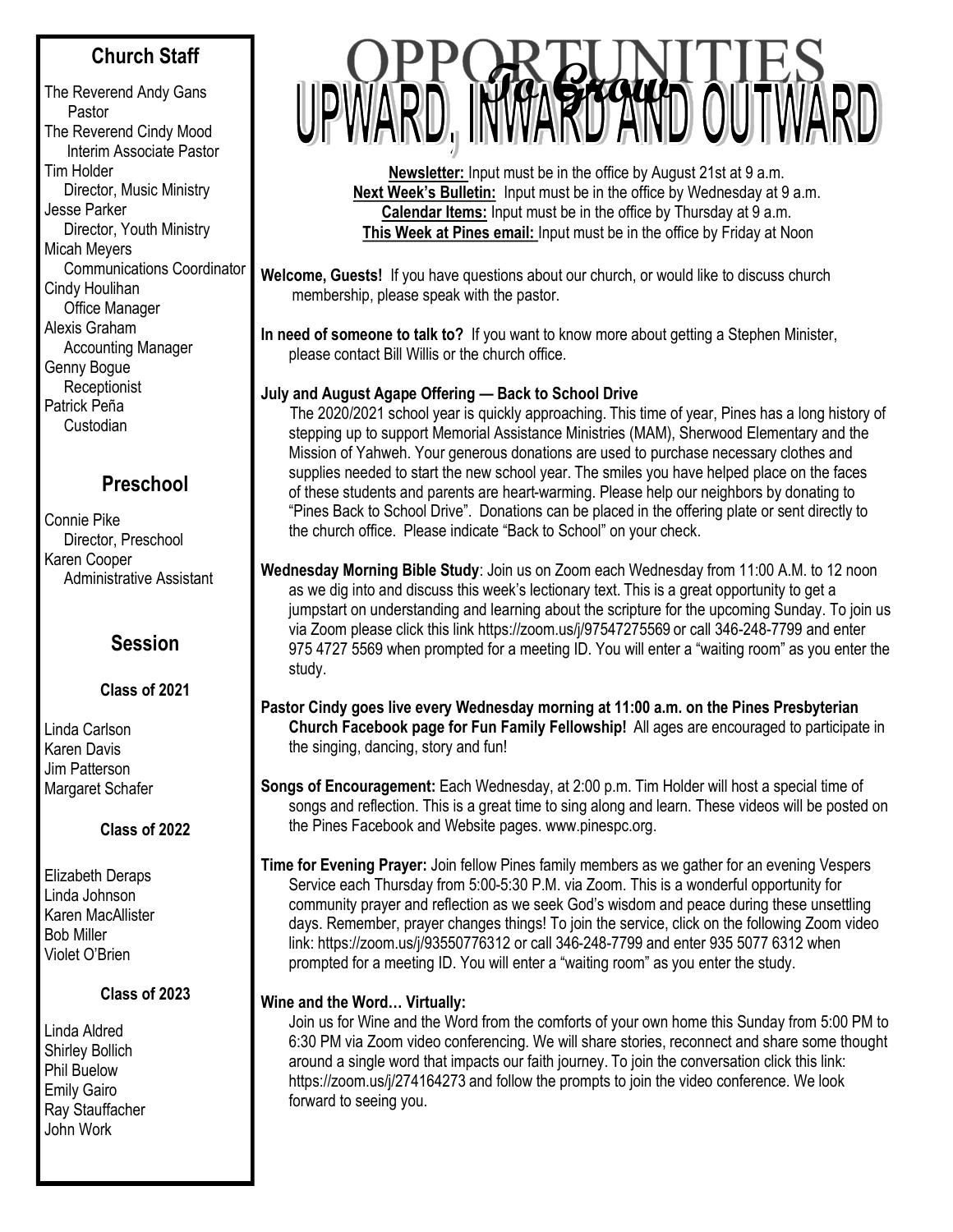## Church Staff

The Reverend Andy Gans
Pastor
The Reverend Cindy Mood
Interim Associate Pastor
Tim Holder
Director, Music Ministry
Jesse Parker
Director, Youth Ministry
Micah Meyers
Communications Coordinator
Cindy Houlihan
Office Manager
Alexis Graham
Accounting Manager
Genny Bogue
Receptionist
Patrick Peña
Custodian

## Preschool

Connie Pike
Director, Preschool
Karen Cooper
Administrative Assistant

## Session

### Class of 2021

Linda Carlson
Karen Davis
Jim Patterson
Margaret Schafer

### Class of 2022

Elizabeth Deraps
Linda Johnson
Karen MacAllister
Bob Miller
Violet O'Brien

### Class of 2023

Linda Aldred
Shirley Bollich
Phil Buelow
Emily Gairo
Ray Stauffacher
John Work

# OPPORTUNITIES To Grow UPWARD, INWARD AND OUTWARD

**Newsletter:** Input must be in the office by August 21st at 9 a.m.
**Next Week's Bulletin:** Input must be in the office by Wednesday at 9 a.m.
**Calendar Items:** Input must be in the office by Thursday at 9 a.m.
**This Week at Pines email:** Input must be in the office by Friday at Noon

**Welcome, Guests!** If you have questions about our church, or would like to discuss church membership, please speak with the pastor.

**In need of someone to talk to?** If you want to know more about getting a Stephen Minister, please contact Bill Willis or the church office.

**July and August Agape Offering — Back to School Drive**
The 2020/2021 school year is quickly approaching. This time of year, Pines has a long history of stepping up to support Memorial Assistance Ministries (MAM), Sherwood Elementary and the Mission of Yahweh. Your generous donations are used to purchase necessary clothes and supplies needed to start the new school year. The smiles you have helped place on the faces of these students and parents are heart-warming. Please help our neighbors by donating to "Pines Back to School Drive". Donations can be placed in the offering plate or sent directly to the church office. Please indicate "Back to School" on your check.

**Wednesday Morning Bible Study**: Join us on Zoom each Wednesday from 11:00 A.M. to 12 noon as we dig into and discuss this week's lectionary text. This is a great opportunity to get a jumpstart on understanding and learning about the scripture for the upcoming Sunday. To join us via Zoom please click this link https://zoom.us/j/97547275569 or call 346-248-7799 and enter 975 4727 5569 when prompted for a meeting ID. You will enter a "waiting room" as you enter the study.

**Pastor Cindy goes live every Wednesday morning at 11:00 a.m. on the Pines Presbyterian Church Facebook page for Fun Family Fellowship!** All ages are encouraged to participate in the singing, dancing, story and fun!

**Songs of Encouragement:** Each Wednesday, at 2:00 p.m. Tim Holder will host a special time of songs and reflection. This is a great time to sing along and learn. These videos will be posted on the Pines Facebook and Website pages. www.pinespc.org.

**Time for Evening Prayer:** Join fellow Pines family members as we gather for an evening Vespers Service each Thursday from 5:00-5:30 P.M. via Zoom. This is a wonderful opportunity for community prayer and reflection as we seek God's wisdom and peace during these unsettling days. Remember, prayer changes things! To join the service, click on the following Zoom video link: https://zoom.us/j/93550776312 or call 346-248-7799 and enter 935 5077 6312 when prompted for a meeting ID. You will enter a "waiting room" as you enter the study.

**Wine and the Word… Virtually:**
Join us for Wine and the Word from the comforts of your own home this Sunday from 5:00 PM to 6:30 PM via Zoom video conferencing. We will share stories, reconnect and share some thought around a single word that impacts our faith journey. To join the conversation click this link: https://zoom.us/j/274164273 and follow the prompts to join the video conference. We look forward to seeing you.